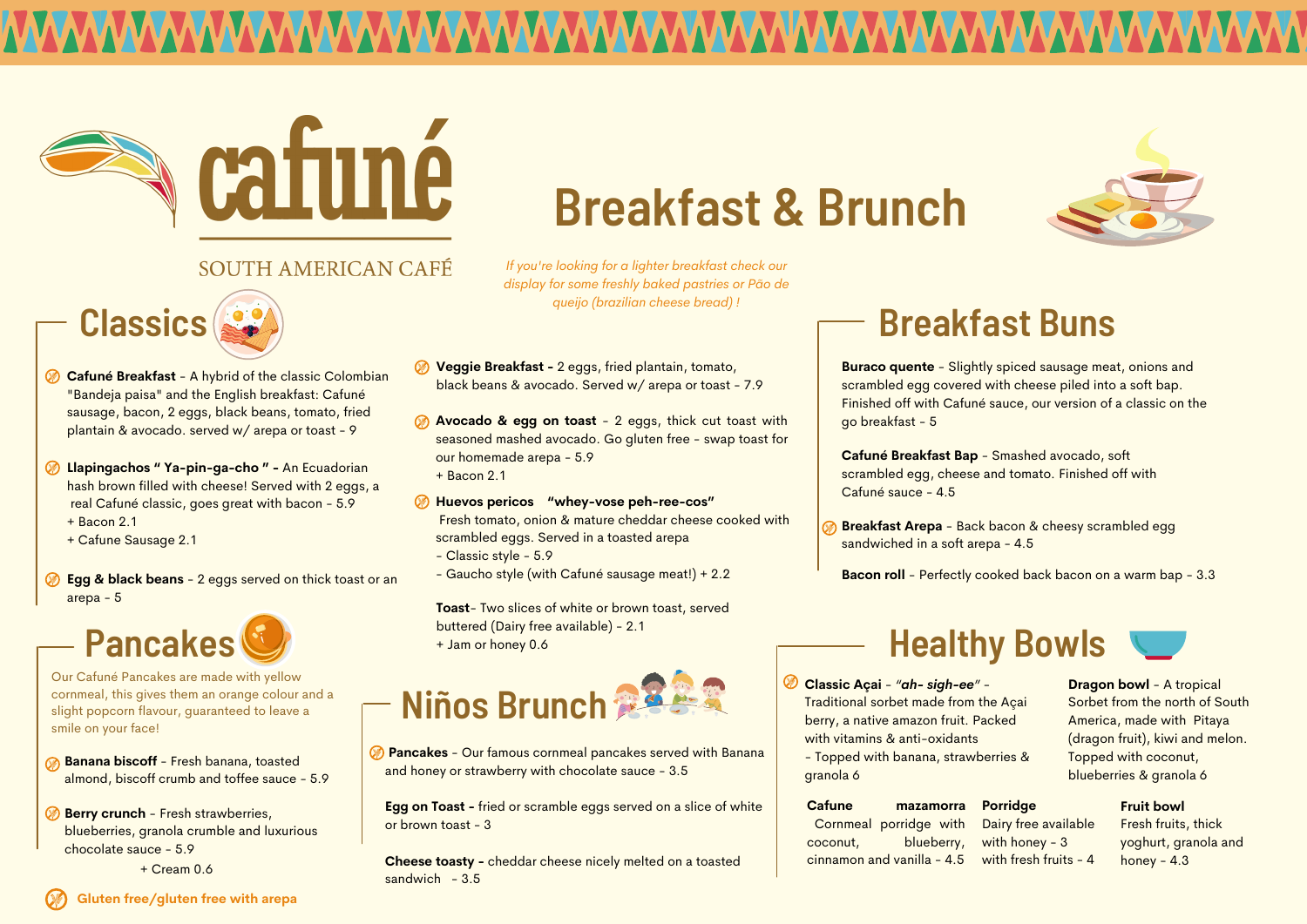# cafuné

SOUTH AMERICAN CAFÉ

# Breakfast & Brunch

*If you're looking for a lighter breakfast check our display for some freshly baked pastries or Pão de queijo (brazilian cheese bread) !*

## Classics

**Cafuné Breakfast** - A hybrid of the classic Colombian "Bandeja paisa" and the English breakfast: Cafuné sausage, bacon, 2 eggs, black beans, tomato, fried plantain & avocado. served w/ arepa or toast - 9

**Llapingachos " Ya-pin-ga-cho " -** An Ecuadorian hash brown filled with cheese! Served with 2 eggs, a real Cafuné classic, goes great with bacon - 5.9
+ Bacon 2.1
+ Cafune Sausage 2.1

**Egg & black beans** - 2 eggs served on thick toast or an arepa - 5

**Veggie Breakfast -** 2 eggs, fried plantain, tomato, black beans & avocado. Served w/ arepa or toast - 7.9

**Avocado & egg on toast** - 2 eggs, thick cut toast with seasoned mashed avocado. Go gluten free - swap toast for our homemade arepa - 5.9
+ Bacon 2.1

**Huevos pericos "whey-vose peh-ree-cos"**
Fresh tomato, onion & mature cheddar cheese cooked with scrambled eggs. Served in a toasted arepa
- Classic style - 5.9
- Gaucho style (with Cafuné sausage meat!) + 2.2

**Toast**- Two slices of white or brown toast, served buttered (Dairy free available) - 2.1
+ Jam or honey 0.6

## Pancakes

Our Cafuné Pancakes are made with yellow cornmeal, this gives them an orange colour and a slight popcorn flavour, guaranteed to leave a smile on your face!

**Banana biscoff** - Fresh banana, toasted almond, biscoff crumb and toffee sauce - 5.9

**Berry crunch** - Fresh strawberries, blueberries, granola crumble and luxurious chocolate sauce - 5.9
+ Cream 0.6

Gluten free/gluten free with arepa

## Niños Brunch

**Pancakes** - Our famous cornmeal pancakes served with Banana and honey or strawberry with chocolate sauce - 3.5

**Egg on Toast -** fried or scramble eggs served on a slice of white or brown toast - 3

**Cheese toasty -** cheddar cheese nicely melted on a toasted sandwich - 3.5

## Breakfast Buns

**Buraco quente** - Slightly spiced sausage meat, onions and scrambled egg covered with cheese piled into a soft bap. Finished off with Cafuné sauce, our version of a classic on the go breakfast - 5

**Cafuné Breakfast Bap** - Smashed avocado, soft scrambled egg, cheese and tomato. Finished off with Cafuné sauce - 4.5

**Breakfast Arepa** - Back bacon & cheesy scrambled egg sandwiched in a soft arepa - 4.5

**Bacon roll** - Perfectly cooked back bacon on a warm bap - 3.3

## Healthy Bowls

**Classic Açai** - *"ah- sigh-ee"* - Traditional sorbet made from the Açai berry, a native amazon fruit. Packed with vitamins & anti-oxidants
- Topped with banana, strawberries & granola 6

**Dragon bowl** - A tropical Sorbet from the north of South America, made with Pitaya (dragon fruit), kiwi and melon. Topped with coconut, blueberries & granola 6

**Cafune mazamorra**
Cornmeal porridge with coconut, blueberry, cinnamon and vanilla - 4.5

**Porridge**
Dairy free available
with honey - 3
with fresh fruits - 4

**Fruit bowl**
Fresh fruits, thick yoghurt, granola and honey - 4.3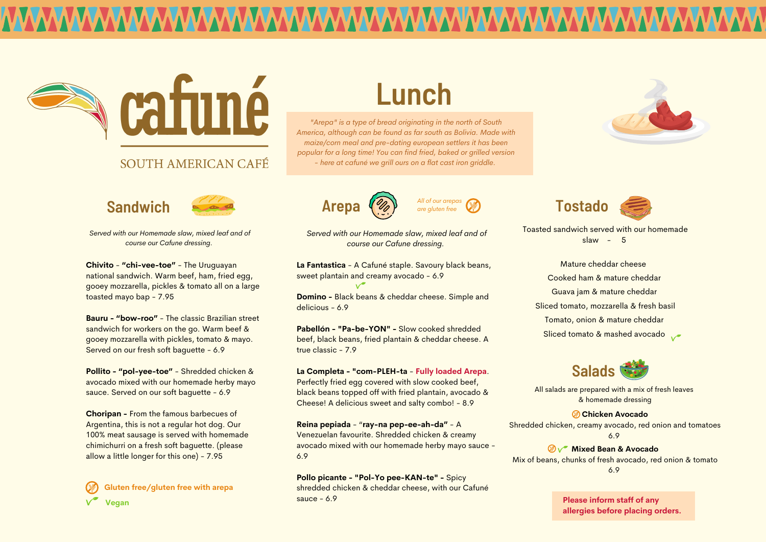# cafuné

SOUTH AMERICAN CAFÉ

# Lunch

*"Arepa" is a type of bread originating in the north of South America, although can be found as far south as Bolivia. Made with maize/corn meal and pre-dating european settlers it has been popular for a long time! You can find fried, baked or grilled version - here at cafuné we grill ours on a flat cast iron griddle.*

## Sandwich

*Served with our Homemade slaw, mixed leaf and of course our Cafune dressing.*

**Chivito - "chi-vee-toe"** - The Uruguayan national sandwich. Warm beef, ham, fried egg, gooey mozzarella, pickles & tomato all on a large toasted mayo bap - 7.95

**Bauru - "bow-roo"** - The classic Brazilian street sandwich for workers on the go. Warm beef & gooey mozzarella with pickles, tomato & mayo. Served on our fresh soft baguette - 6.9

**Pollito - "pol-yee-toe"** - Shredded chicken & avocado mixed with our homemade herby mayo sauce. Served on our soft baguette - 6.9

**Choripan -** From the famous barbecues of Argentina, this is not a regular hot dog. Our 100% meat sausage is served with homemade chimichurri on a fresh soft baguette. (please allow a little longer for this one) - 7.95

**Gluten free/gluten free with arepa**

**Vegan**

## Arepa

*All of our arepas are gluten free*

*Served with our Homemade slaw, mixed leaf and of course our Cafune dressing.*

**La Fantastica** - A Cafuné staple. Savoury black beans, sweet plantain and creamy avocado - 6.9 (Vegan)

**Domino -** Black beans & cheddar cheese. Simple and delicious - 6.9

**Pabellón - "Pa-be-YON" -** Slow cooked shredded beef, black beans, fried plantain & cheddar cheese. A true classic - 7.9

**La Completa - "com-PLEH-ta** - **Fully loaded Arepa**. Perfectly fried egg covered with slow cooked beef, black beans topped off with fried plantain, avocado & Cheese! A delicious sweet and salty combo! - 8.9

**Reina pepiada** - "**ray-na pep-ee-ah-da"** - A Venezuelan favourite. Shredded chicken & creamy avocado mixed with our homemade herby mayo sauce - 6.9

**Pollo picante - "Pol-Yo pee-KAN-te" -** Spicy shredded chicken & cheddar cheese, with our Cafuné sauce - 6.9

## Tostado

Toasted sandwich served with our homemade slaw - 5

- Mature cheddar cheese
- Cooked ham & mature cheddar
- Guava jam & mature cheddar
- Sliced tomato, mozzarella & fresh basil
- Tomato, onion & mature cheddar
- Sliced tomato & mashed avocado (Vegan)

## Salads

All salads are prepared with a mix of fresh leaves & homemade dressing

**Chicken Avocado** (Gluten free)
Shredded chicken, creamy avocado, red onion and tomatoes
6.9

**Mixed Bean & Avocado** (Gluten free, Vegan)
Mix of beans, chunks of fresh avocado, red onion & tomato
6.9

**Please inform staff of any allergies before placing orders.**